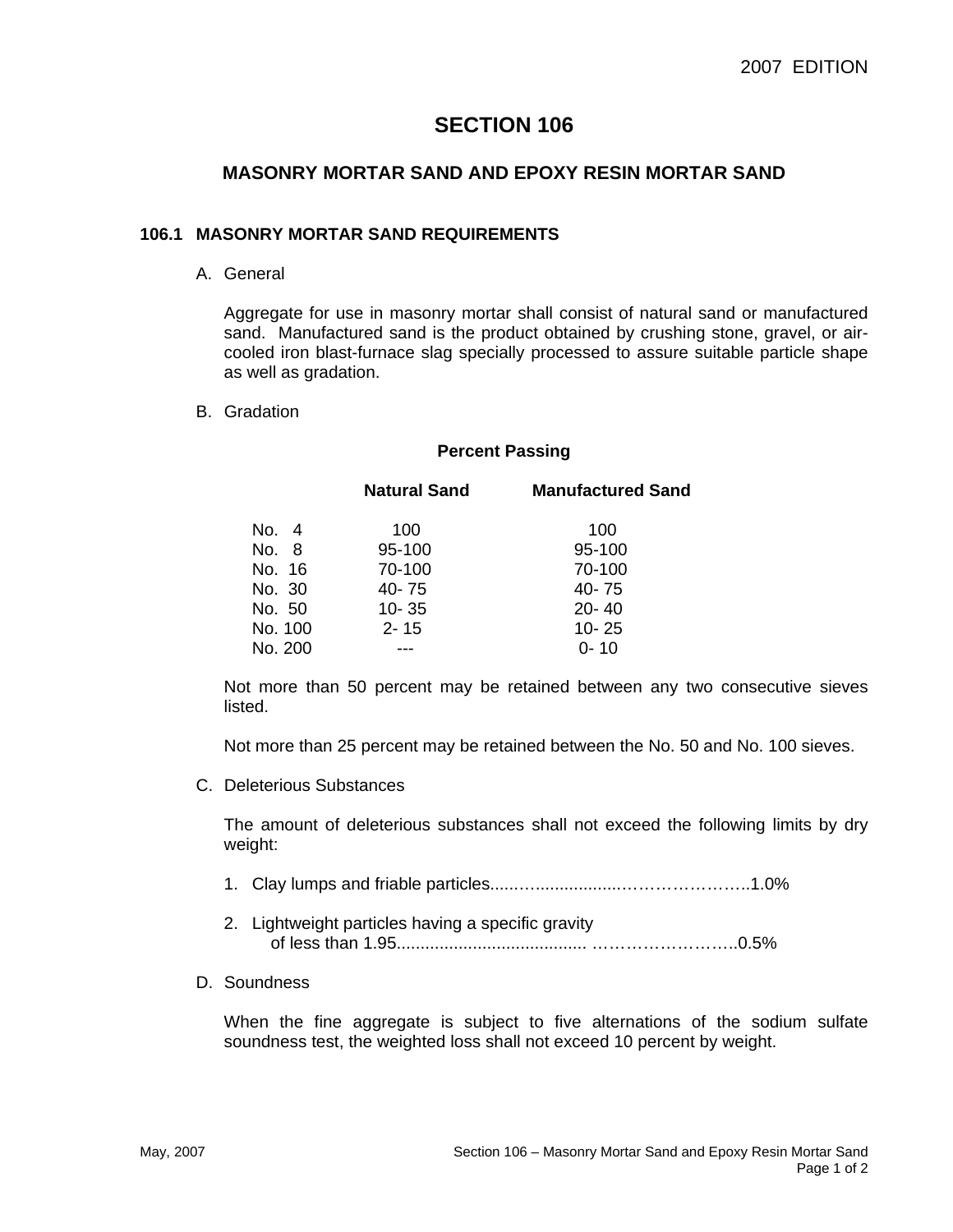# SECTION 106

## MASONRY MORTAR SAND AND EPOXY RESIN MORTAR SAND

### 106.1 MASONRY MORTAR SAND REQUIREMENTS

A. General

Aggregate for use in masonry mortar shall consist of natural sand or manufactured sand. Manufactured sand is the product obtained by crushing stone, gravel, or air-cooled iron blast-furnace slag specially processed to assure suitable particle shape as well as gradation.

B. Gradation

**Percent Passing**

| | **Natural Sand** | **Manufactured Sand** |
|---|---|---|
| No. 4 | 100 | 100 |
| No. 8 | 95-100 | 95-100 |
| No. 16 | 70-100 | 70-100 |
| No. 30 | 40- 75 | 40- 75 |
| No. 50 | 10- 35 | 20- 40 |
| No. 100 | 2- 15 | 10- 25 |
| No. 200 | --- | 0- 10 |

Not more than 50 percent may be retained between any two consecutive sieves listed.

Not more than 25 percent may be retained between the No. 50 and No. 100 sieves.

C. Deleterious Substances

The amount of deleterious substances shall not exceed the following limits by dry weight:

1. Clay lumps and friable particles......................................................1.0%

2. Lightweight particles having a specific gravity of less than 1.95............................................................................0.5%

D. Soundness

When the fine aggregate is subject to five alternations of the sodium sulfate soundness test, the weighted loss shall not exceed 10 percent by weight.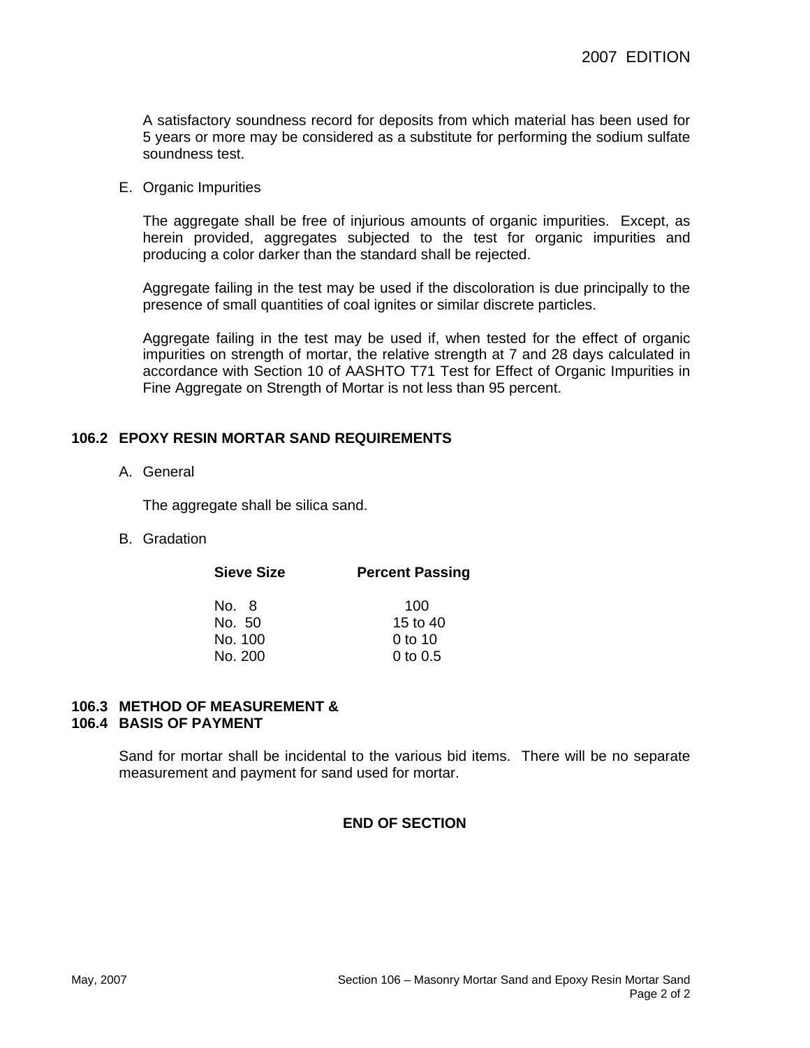A satisfactory soundness record for deposits from which material has been used for 5 years or more may be considered as a substitute for performing the sodium sulfate soundness test.

E. Organic Impurities

The aggregate shall be free of injurious amounts of organic impurities. Except, as herein provided, aggregates subjected to the test for organic impurities and producing a color darker than the standard shall be rejected.

Aggregate failing in the test may be used if the discoloration is due principally to the presence of small quantities of coal ignites or similar discrete particles.

Aggregate failing in the test may be used if, when tested for the effect of organic impurities on strength of mortar, the relative strength at 7 and 28 days calculated in accordance with Section 10 of AASHTO T71 Test for Effect of Organic Impurities in Fine Aggregate on Strength of Mortar is not less than 95 percent.

## 106.2 EPOXY RESIN MORTAR SAND REQUIREMENTS

A. General

The aggregate shall be silica sand.

B. Gradation

| Sieve Size | Percent Passing |
|---|---|
| No. 8 | 100 |
| No. 50 | 15 to 40 |
| No. 100 | 0 to 10 |
| No. 200 | 0 to 0.5 |

## 106.3 METHOD OF MEASUREMENT &
## 106.4 BASIS OF PAYMENT

Sand for mortar shall be incidental to the various bid items. There will be no separate measurement and payment for sand used for mortar.

**END OF SECTION**